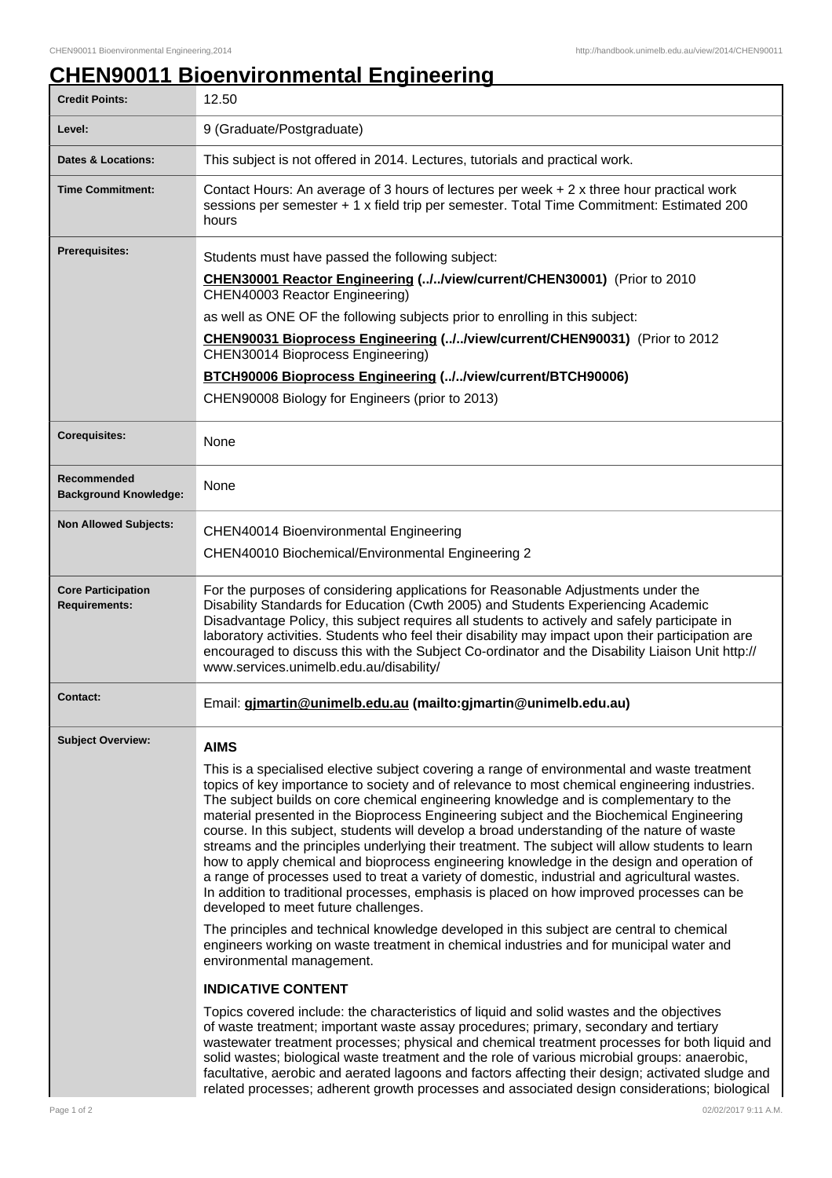# CHEN90011 Bioenvironmental Engineering

| | |
|---|---|
| **Credit Points:** | 12.50 |
| **Level:** | 9 (Graduate/Postgraduate) |
| **Dates & Locations:** | This subject is not offered in 2014. Lectures, tutorials and practical work. |
| **Time Commitment:** | Contact Hours: An average of 3 hours of lectures per week + 2 x three hour practical work sessions per semester + 1 x field trip per semester. Total Time Commitment: Estimated 200 hours |
| **Prerequisites:** | Students must have passed the following subject:<br>**CHEN30001 Reactor Engineering (../../view/current/CHEN30001)** (Prior to 2010 CHEN40003 Reactor Engineering)<br>as well as ONE OF the following subjects prior to enrolling in this subject:<br>**CHEN90031 Bioprocess Engineering (../../view/current/CHEN90031)** (Prior to 2012 CHEN30014 Bioprocess Engineering)<br>**BTCH90006 Bioprocess Engineering (../../view/current/BTCH90006)**<br>CHEN90008 Biology for Engineers (prior to 2013) |
| **Corequisites:** | None |
| **Recommended Background Knowledge:** | None |
| **Non Allowed Subjects:** | CHEN40014 Bioenvironmental Engineering<br>CHEN40010 Biochemical/Environmental Engineering 2 |
| **Core Participation Requirements:** | For the purposes of considering applications for Reasonable Adjustments under the Disability Standards for Education (Cwth 2005) and Students Experiencing Academic Disadvantage Policy, this subject requires all students to actively and safely participate in laboratory activities. Students who feel their disability may impact upon their participation are encouraged to discuss this with the Subject Co-ordinator and the Disability Liaison Unit http://www.services.unimelb.edu.au/disability/ |
| **Contact:** | Email: **gjmartin@unimelb.edu.au (mailto:gjmartin@unimelb.edu.au)** |
| **Subject Overview:** | **AIMS**<br>This is a specialised elective subject covering a range of environmental and waste treatment topics of key importance to society and of relevance to most chemical engineering industries. The subject builds on core chemical engineering knowledge and is complementary to the material presented in the Bioprocess Engineering subject and the Biochemical Engineering course. In this subject, students will develop a broad understanding of the nature of waste streams and the principles underlying their treatment. The subject will allow students to learn how to apply chemical and bioprocess engineering knowledge in the design and operation of a range of processes used to treat a variety of domestic, industrial and agricultural wastes. In addition to traditional processes, emphasis is placed on how improved processes can be developed to meet future challenges.<br>The principles and technical knowledge developed in this subject are central to chemical engineers working on waste treatment in chemical industries and for municipal water and environmental management.<br>**INDICATIVE CONTENT**<br>Topics covered include: the characteristics of liquid and solid wastes and the objectives of waste treatment; important waste assay procedures; primary, secondary and tertiary wastewater treatment processes; physical and chemical treatment processes for both liquid and solid wastes; biological waste treatment and the role of various microbial groups: anaerobic, facultative, aerobic and aerated lagoons and factors affecting their design; activated sludge and related processes; adherent growth processes and associated design considerations; biological |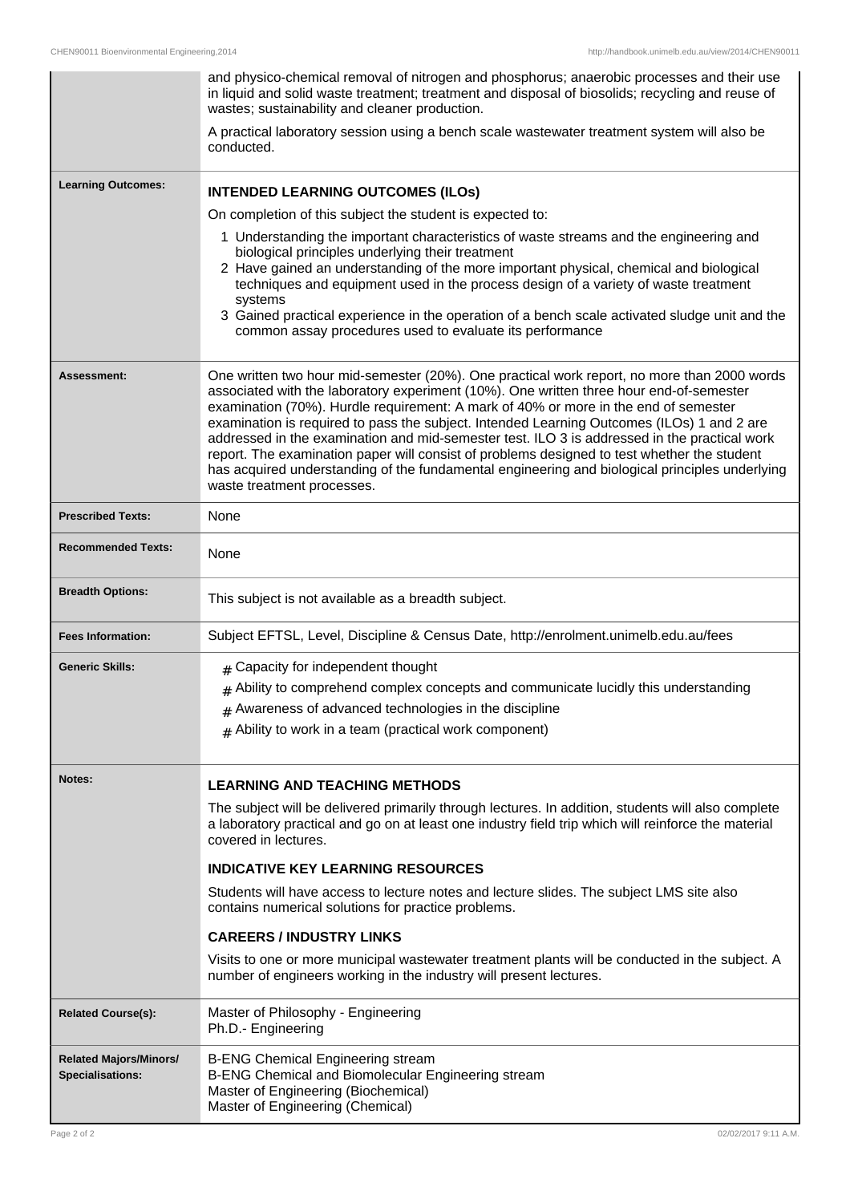| | |
|---|---|
| | and physico-chemical removal of nitrogen and phosphorus; anaerobic processes and their use in liquid and solid waste treatment; treatment and disposal of biosolids; recycling and reuse of wastes; sustainability and cleaner production.<br><br>A practical laboratory session using a bench scale wastewater treatment system will also be conducted. |
| **Learning Outcomes:** | **INTENDED LEARNING OUTCOMES (ILOs)**<br><br>On completion of this subject the student is expected to:<br><br>1 Understanding the important characteristics of waste streams and the engineering and biological principles underlying their treatment<br>2 Have gained an understanding of the more important physical, chemical and biological techniques and equipment used in the process design of a variety of waste treatment systems<br>3 Gained practical experience in the operation of a bench scale activated sludge unit and the common assay procedures used to evaluate its performance |
| **Assessment:** | One written two hour mid-semester (20%). One practical work report, no more than 2000 words associated with the laboratory experiment (10%). One written three hour end-of-semester examination (70%). Hurdle requirement: A mark of 40% or more in the end of semester examination is required to pass the subject. Intended Learning Outcomes (ILOs) 1 and 2 are addressed in the examination and mid-semester test. ILO 3 is addressed in the practical work report. The examination paper will consist of problems designed to test whether the student has acquired understanding of the fundamental engineering and biological principles underlying waste treatment processes. |
| **Prescribed Texts:** | None |
| **Recommended Texts:** | None |
| **Breadth Options:** | This subject is not available as a breadth subject. |
| **Fees Information:** | Subject EFTSL, Level, Discipline & Census Date, http://enrolment.unimelb.edu.au/fees |
| **Generic Skills:** | # Capacity for independent thought<br># Ability to comprehend complex concepts and communicate lucidly this understanding<br># Awareness of advanced technologies in the discipline<br># Ability to work in a team (practical work component) |
| **Notes:** | **LEARNING AND TEACHING METHODS**<br><br>The subject will be delivered primarily through lectures. In addition, students will also complete a laboratory practical and go on at least one industry field trip which will reinforce the material covered in lectures.<br><br>**INDICATIVE KEY LEARNING RESOURCES**<br><br>Students will have access to lecture notes and lecture slides. The subject LMS site also contains numerical solutions for practice problems.<br><br>**CAREERS / INDUSTRY LINKS**<br><br>Visits to one or more municipal wastewater treatment plants will be conducted in the subject. A number of engineers working in the industry will present lectures. |
| **Related Course(s):** | Master of Philosophy - Engineering<br>Ph.D.- Engineering |
| **Related Majors/Minors/ Specialisations:** | B-ENG Chemical Engineering stream<br>B-ENG Chemical and Biomolecular Engineering stream<br>Master of Engineering (Biochemical)<br>Master of Engineering (Chemical) |